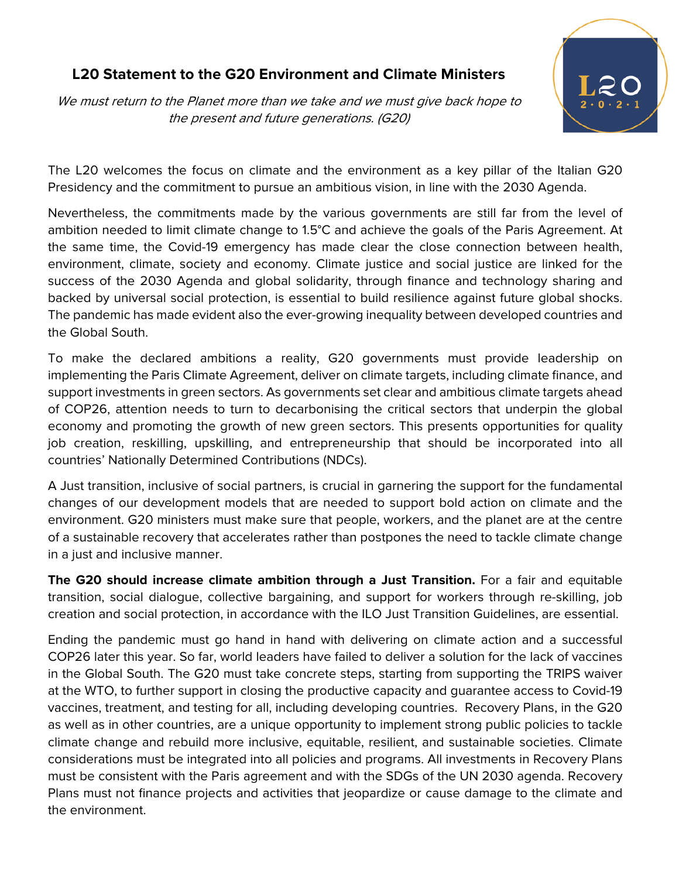# L20 Statement to the G20 Environment and Climate Ministers

*We must return to the Planet more than we take and we must give back hope to the present and future generations. (G20)*

The L20 welcomes the focus on climate and the environment as a key pillar of the Italian G20 Presidency and the commitment to pursue an ambitious vision, in line with the 2030 Agenda.

Nevertheless, the commitments made by the various governments are still far from the level of ambition needed to limit climate change to 1.5°C and achieve the goals of the Paris Agreement. At the same time, the Covid-19 emergency has made clear the close connection between health, environment, climate, society and economy. Climate justice and social justice are linked for the success of the 2030 Agenda and global solidarity, through finance and technology sharing and backed by universal social protection, is essential to build resilience against future global shocks. The pandemic has made evident also the ever-growing inequality between developed countries and the Global South.

To make the declared ambitions a reality, G20 governments must provide leadership on implementing the Paris Climate Agreement, deliver on climate targets, including climate finance, and support investments in green sectors. As governments set clear and ambitious climate targets ahead of COP26, attention needs to turn to decarbonising the critical sectors that underpin the global economy and promoting the growth of new green sectors. This presents opportunities for quality job creation, reskilling, upskilling, and entrepreneurship that should be incorporated into all countries' Nationally Determined Contributions (NDCs).

A Just transition, inclusive of social partners, is crucial in garnering the support for the fundamental changes of our development models that are needed to support bold action on climate and the environment. G20 ministers must make sure that people, workers, and the planet are at the centre of a sustainable recovery that accelerates rather than postpones the need to tackle climate change in a just and inclusive manner.

**The G20 should increase climate ambition through a Just Transition.** For a fair and equitable transition, social dialogue, collective bargaining, and support for workers through re-skilling, job creation and social protection, in accordance with the ILO Just Transition Guidelines, are essential.

Ending the pandemic must go hand in hand with delivering on climate action and a successful COP26 later this year. So far, world leaders have failed to deliver a solution for the lack of vaccines in the Global South. The G20 must take concrete steps, starting from supporting the TRIPS waiver at the WTO, to further support in closing the productive capacity and guarantee access to Covid-19 vaccines, treatment, and testing for all, including developing countries. Recovery Plans, in the G20 as well as in other countries, are a unique opportunity to implement strong public policies to tackle climate change and rebuild more inclusive, equitable, resilient, and sustainable societies. Climate considerations must be integrated into all policies and programs. All investments in Recovery Plans must be consistent with the Paris agreement and with the SDGs of the UN 2030 agenda. Recovery Plans must not finance projects and activities that jeopardize or cause damage to the climate and the environment.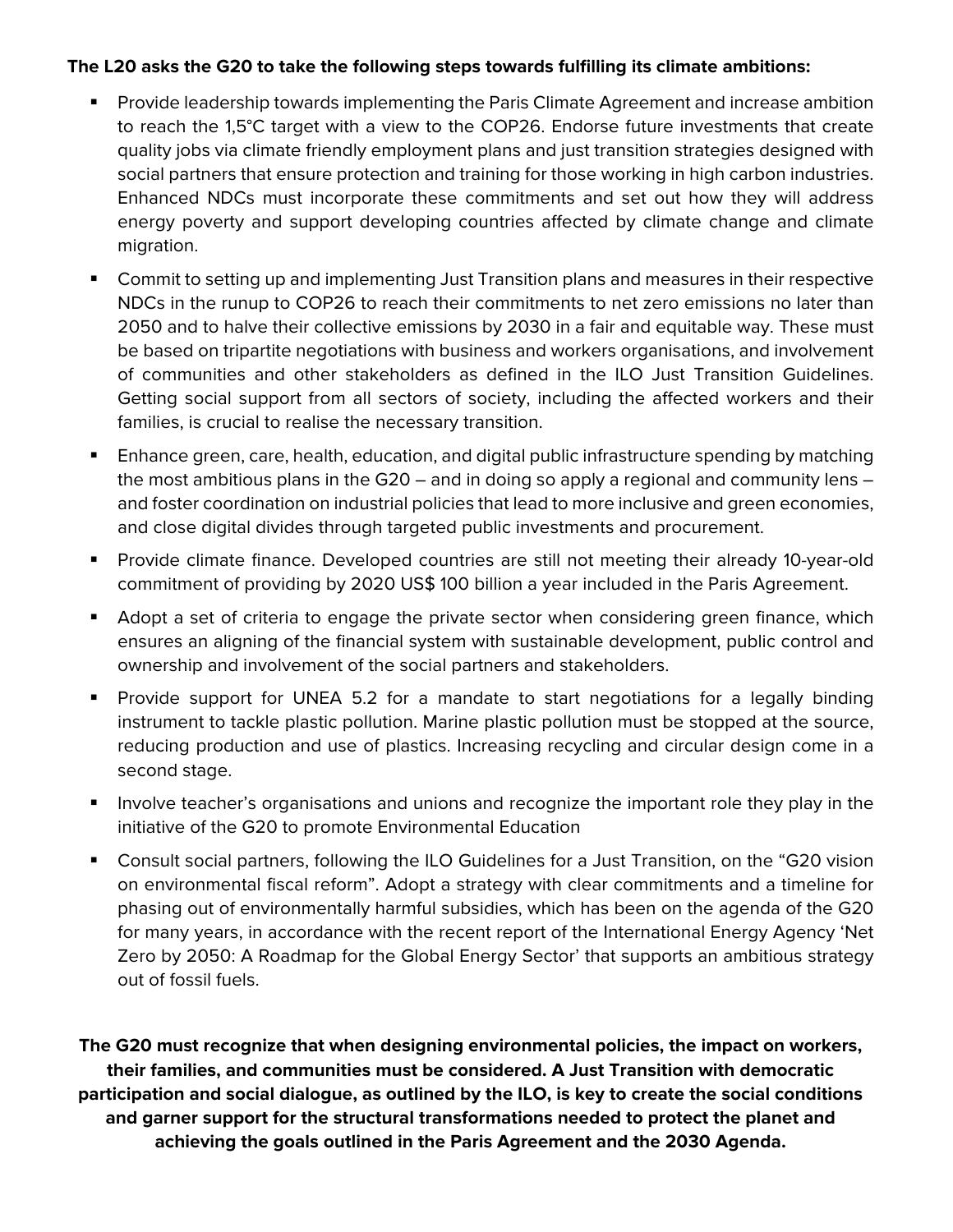**The L20 asks the G20 to take the following steps towards fulfilling its climate ambitions:**

- Provide leadership towards implementing the Paris Climate Agreement and increase ambition to reach the 1,5°C target with a view to the COP26. Endorse future investments that create quality jobs via climate friendly employment plans and just transition strategies designed with social partners that ensure protection and training for those working in high carbon industries. Enhanced NDCs must incorporate these commitments and set out how they will address energy poverty and support developing countries affected by climate change and climate migration.
- Commit to setting up and implementing Just Transition plans and measures in their respective NDCs in the runup to COP26 to reach their commitments to net zero emissions no later than 2050 and to halve their collective emissions by 2030 in a fair and equitable way. These must be based on tripartite negotiations with business and workers organisations, and involvement of communities and other stakeholders as defined in the ILO Just Transition Guidelines. Getting social support from all sectors of society, including the affected workers and their families, is crucial to realise the necessary transition.
- Enhance green, care, health, education, and digital public infrastructure spending by matching the most ambitious plans in the G20 – and in doing so apply a regional and community lens – and foster coordination on industrial policies that lead to more inclusive and green economies, and close digital divides through targeted public investments and procurement.
- Provide climate finance. Developed countries are still not meeting their already 10-year-old commitment of providing by 2020 US$ 100 billion a year included in the Paris Agreement.
- Adopt a set of criteria to engage the private sector when considering green finance, which ensures an aligning of the financial system with sustainable development, public control and ownership and involvement of the social partners and stakeholders.
- Provide support for UNEA 5.2 for a mandate to start negotiations for a legally binding instrument to tackle plastic pollution. Marine plastic pollution must be stopped at the source, reducing production and use of plastics. Increasing recycling and circular design come in a second stage.
- Involve teacher's organisations and unions and recognize the important role they play in the initiative of the G20 to promote Environmental Education
- Consult social partners, following the ILO Guidelines for a Just Transition, on the "G20 vision on environmental fiscal reform". Adopt a strategy with clear commitments and a timeline for phasing out of environmentally harmful subsidies, which has been on the agenda of the G20 for many years, in accordance with the recent report of the International Energy Agency 'Net Zero by 2050: A Roadmap for the Global Energy Sector' that supports an ambitious strategy out of fossil fuels.

**The G20 must recognize that when designing environmental policies, the impact on workers, their families, and communities must be considered. A Just Transition with democratic participation and social dialogue, as outlined by the ILO, is key to create the social conditions and garner support for the structural transformations needed to protect the planet and achieving the goals outlined in the Paris Agreement and the 2030 Agenda.**